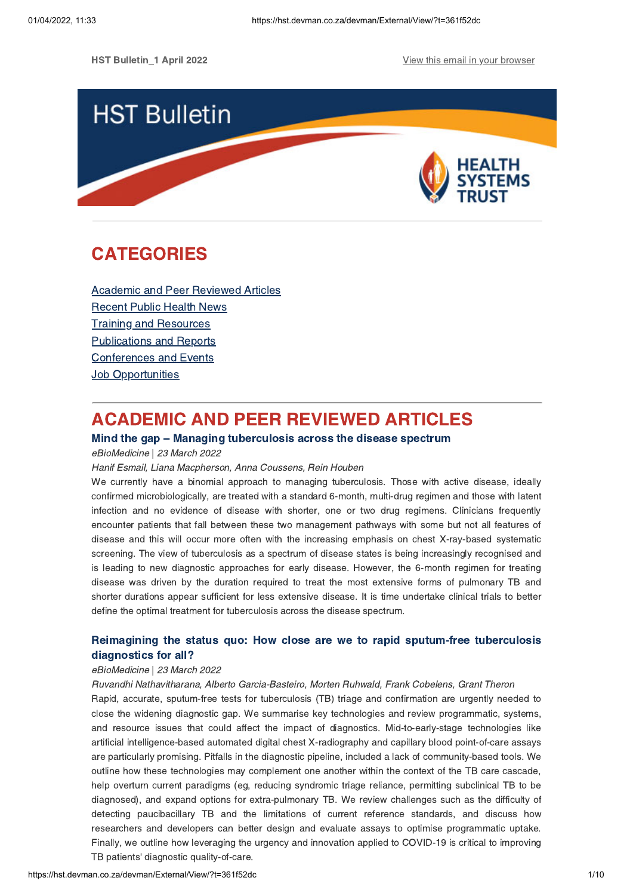HST Bulletin_1 April 2022

View this email in your browser

# HST Bulletin

HEALTH SYSTEMS TRUST

## CATEGORIES

Academic and Peer Reviewed Articles
Recent Public Health News
Training and Resources
Publications and Reports
Conferences and Events
Job Opportunities

## ACADEMIC AND PEER REVIEWED ARTICLES

### Mind the gap – Managing tuberculosis across the disease spectrum

*eBioMedicine* | *23 March 2022*

*Hanif Esmail, Liana Macpherson, Anna Coussens, Rein Houben*

We currently have a binomial approach to managing tuberculosis. Those with active disease, ideally confirmed microbiologically, are treated with a standard 6-month, multi-drug regimen and those with latent infection and no evidence of disease with shorter, one or two drug regimens. Clinicians frequently encounter patients that fall between these two management pathways with some but not all features of disease and this will occur more often with the increasing emphasis on chest X-ray-based systematic screening. The view of tuberculosis as a spectrum of disease states is being increasingly recognised and is leading to new diagnostic approaches for early disease. However, the 6-month regimen for treating disease was driven by the duration required to treat the most extensive forms of pulmonary TB and shorter durations appear sufficient for less extensive disease. It is time undertake clinical trials to better define the optimal treatment for tuberculosis across the disease spectrum.

### Reimagining the status quo: How close are we to rapid sputum-free tuberculosis diagnostics for all?

*eBioMedicine* | *23 March 2022*

*Ruvandhi Nathavitharana, Alberto Garcia-Basteiro, Morten Ruhwald, Frank Cobelens, Grant Theron*

Rapid, accurate, sputum-free tests for tuberculosis (TB) triage and confirmation are urgently needed to close the widening diagnostic gap. We summarise key technologies and review programmatic, systems, and resource issues that could affect the impact of diagnostics. Mid-to-early-stage technologies like artificial intelligence-based automated digital chest X-radiography and capillary blood point-of-care assays are particularly promising. Pitfalls in the diagnostic pipeline, included a lack of community-based tools. We outline how these technologies may complement one another within the context of the TB care cascade, help overturn current paradigms (eg, reducing syndromic triage reliance, permitting subclinical TB to be diagnosed), and expand options for extra-pulmonary TB. We review challenges such as the difficulty of detecting paucibacillary TB and the limitations of current reference standards, and discuss how researchers and developers can better design and evaluate assays to optimise programmatic uptake. Finally, we outline how leveraging the urgency and innovation applied to COVID-19 is critical to improving TB patients' diagnostic quality-of-care.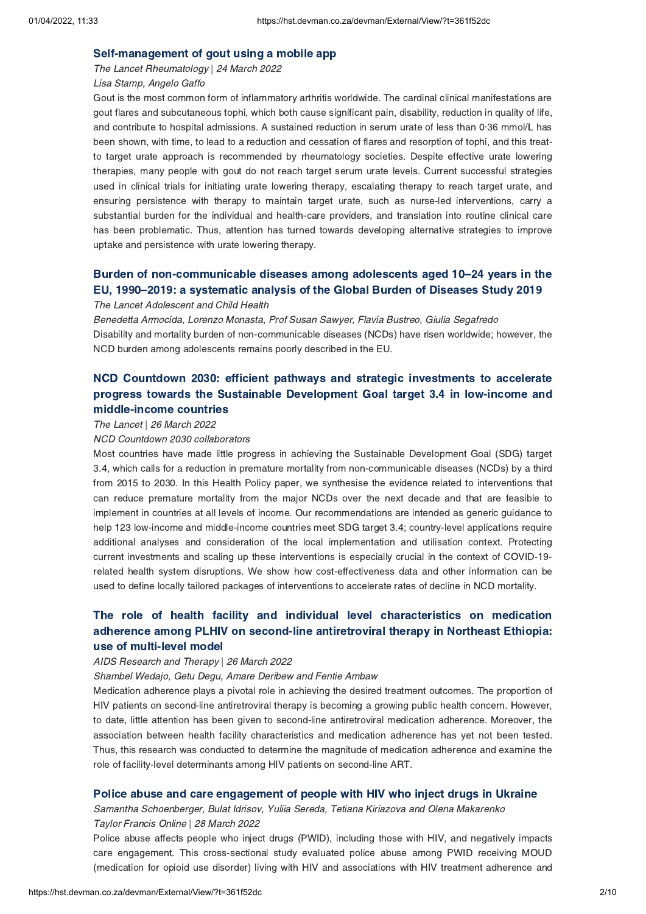### Self-management of gout using a mobile app

*The Lancet Rheumatology* | *24 March 2022*

*Lisa Stamp, Angelo Gaffo*

Gout is the most common form of inflammatory arthritis worldwide. The cardinal clinical manifestations are gout flares and subcutaneous tophi, which both cause significant pain, disability, reduction in quality of life, and contribute to hospital admissions. A sustained reduction in serum urate of less than 0·36 mmol/L has been shown, with time, to lead to a reduction and cessation of flares and resorption of tophi, and this treat-to target urate approach is recommended by rheumatology societies. Despite effective urate lowering therapies, many people with gout do not reach target serum urate levels. Current successful strategies used in clinical trials for initiating urate lowering therapy, escalating therapy to reach target urate, and ensuring persistence with therapy to maintain target urate, such as nurse-led interventions, carry a substantial burden for the individual and health-care providers, and translation into routine clinical care has been problematic. Thus, attention has turned towards developing alternative strategies to improve uptake and persistence with urate lowering therapy.

### Burden of non-communicable diseases among adolescents aged 10–24 years in the EU, 1990–2019: a systematic analysis of the Global Burden of Diseases Study 2019

*The Lancet Adolescent and Child Health*

*Benedetta Armocida, Lorenzo Monasta, Prof Susan Sawyer, Flavia Bustreo, Giulia Segafredo*

Disability and mortality burden of non-communicable diseases (NCDs) have risen worldwide; however, the NCD burden among adolescents remains poorly described in the EU.

### NCD Countdown 2030: efficient pathways and strategic investments to accelerate progress towards the Sustainable Development Goal target 3.4 in low-income and middle-income countries

*The Lancet* | *26 March 2022*

*NCD Countdown 2030 collaborators*

Most countries have made little progress in achieving the Sustainable Development Goal (SDG) target 3.4, which calls for a reduction in premature mortality from non-communicable diseases (NCDs) by a third from 2015 to 2030. In this Health Policy paper, we synthesise the evidence related to interventions that can reduce premature mortality from the major NCDs over the next decade and that are feasible to implement in countries at all levels of income. Our recommendations are intended as generic guidance to help 123 low-income and middle-income countries meet SDG target 3.4; country-level applications require additional analyses and consideration of the local implementation and utilisation context. Protecting current investments and scaling up these interventions is especially crucial in the context of COVID-19-related health system disruptions. We show how cost-effectiveness data and other information can be used to define locally tailored packages of interventions to accelerate rates of decline in NCD mortality.

### The role of health facility and individual level characteristics on medication adherence among PLHIV on second-line antiretroviral therapy in Northeast Ethiopia: use of multi-level model

*AIDS Research and Therapy* | *26 March 2022*

*Shambel Wedajo, Getu Degu, Amare Deribew and Fentie Ambaw*

Medication adherence plays a pivotal role in achieving the desired treatment outcomes. The proportion of HIV patients on second-line antiretroviral therapy is becoming a growing public health concern. However, to date, little attention has been given to second-line antiretroviral medication adherence. Moreover, the association between health facility characteristics and medication adherence has yet not been tested. Thus, this research was conducted to determine the magnitude of medication adherence and examine the role of facility-level determinants among HIV patients on second-line ART.

### Police abuse and care engagement of people with HIV who inject drugs in Ukraine

*Samantha Schoenberger, Bulat Idrisov, Yuliia Sereda, Tetiana Kiriazova and Olena Makarenko*

*Taylor Francis Online* | *28 March 2022*

Police abuse affects people who inject drugs (PWID), including those with HIV, and negatively impacts care engagement. This cross-sectional study evaluated police abuse among PWID receiving MOUD (medication for opioid use disorder) living with HIV and associations with HIV treatment adherence and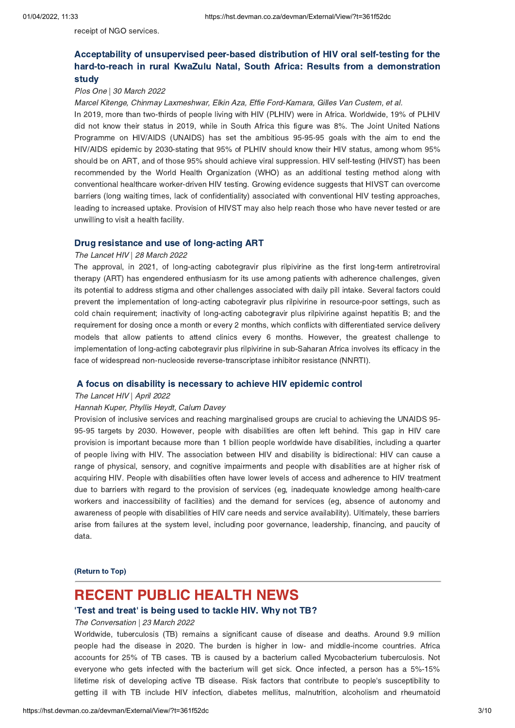receipt of NGO services.

### Acceptability of unsupervised peer-based distribution of HIV oral self-testing for the hard-to-reach in rural KwaZulu Natal, South Africa: Results from a demonstration study

*Plos One | 30 March 2022*

*Marcel Kitenge, Chinmay Laxmeshwar, Elkin Aza, Effie Ford-Kamara, Gilles Van Custem, et al.*

In 2019, more than two-thirds of people living with HIV (PLHIV) were in Africa. Worldwide, 19% of PLHIV did not know their status in 2019, while in South Africa this figure was 8%. The Joint United Nations Programme on HIV/AIDS (UNAIDS) has set the ambitious 95-95-95 goals with the aim to end the HIV/AIDS epidemic by 2030-stating that 95% of PLHIV should know their HIV status, among whom 95% should be on ART, and of those 95% should achieve viral suppression. HIV self-testing (HIVST) has been recommended by the World Health Organization (WHO) as an additional testing method along with conventional healthcare worker-driven HIV testing. Growing evidence suggests that HIVST can overcome barriers (long waiting times, lack of confidentiality) associated with conventional HIV testing approaches, leading to increased uptake. Provision of HIVST may also help reach those who have never tested or are unwilling to visit a health facility.

### Drug resistance and use of long-acting ART

*The Lancet HIV | 28 March 2022*

The approval, in 2021, of long-acting cabotegravir plus rilpivirine as the first long-term antiretroviral therapy (ART) has engendered enthusiasm for its use among patients with adherence challenges, given its potential to address stigma and other challenges associated with daily pill intake. Several factors could prevent the implementation of long-acting cabotegravir plus rilpivirine in resource-poor settings, such as cold chain requirement; inactivity of long-acting cabotegravir plus rilpivirine against hepatitis B; and the requirement for dosing once a month or every 2 months, which conflicts with differentiated service delivery models that allow patients to attend clinics every 6 months. However, the greatest challenge to implementation of long-acting cabotegravir plus rilpivirine in sub-Saharan Africa involves its efficacy in the face of widespread non-nucleoside reverse-transcriptase inhibitor resistance (NNRTI).

### A focus on disability is necessary to achieve HIV epidemic control

*The Lancet HIV | April 2022*

*Hannah Kuper, Phyllis Heydt, Calum Davey*

Provision of inclusive services and reaching marginalised groups are crucial to achieving the UNAIDS 95-95-95 targets by 2030. However, people with disabilities are often left behind. This gap in HIV care provision is important because more than 1 billion people worldwide have disabilities, including a quarter of people living with HIV. The association between HIV and disability is bidirectional: HIV can cause a range of physical, sensory, and cognitive impairments and people with disabilities are at higher risk of acquiring HIV. People with disabilities often have lower levels of access and adherence to HIV treatment due to barriers with regard to the provision of services (eg, inadequate knowledge among health-care workers and inaccessibility of facilities) and the demand for services (eg, absence of autonomy and awareness of people with disabilities of HIV care needs and service availability). Ultimately, these barriers arise from failures at the system level, including poor governance, leadership, financing, and paucity of data.

**(Return to Top)**

---

## RECENT PUBLIC HEALTH NEWS

### 'Test and treat' is being used to tackle HIV. Why not TB?

*The Conversation | 23 March 2022*

Worldwide, tuberculosis (TB) remains a significant cause of disease and deaths. Around 9.9 million people had the disease in 2020. The burden is higher in low- and middle-income countries. Africa accounts for 25% of TB cases. TB is caused by a bacterium called Mycobacterium tuberculosis. Not everyone who gets infected with the bacterium will get sick. Once infected, a person has a 5%-15% lifetime risk of developing active TB disease. Risk factors that contribute to people's susceptibility to getting ill with TB include HIV infection, diabetes mellitus, malnutrition, alcoholism and rheumatoid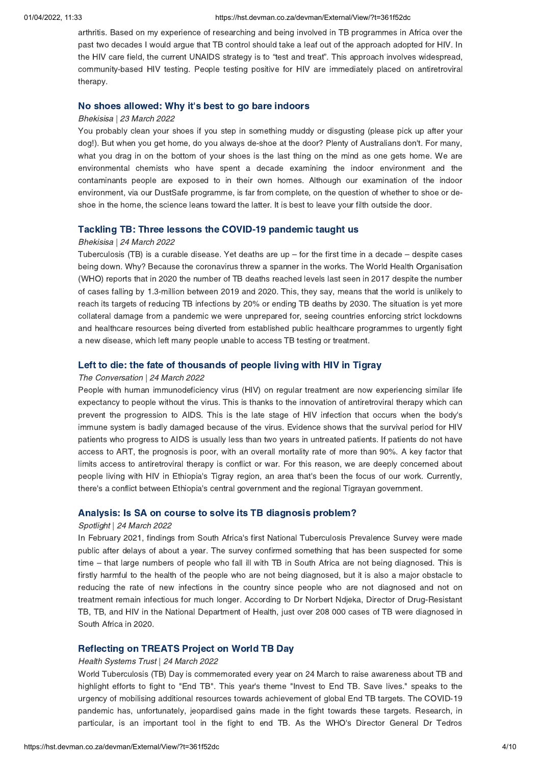arthritis. Based on my experience of researching and being involved in TB programmes in Africa over the past two decades I would argue that TB control should take a leaf out of the approach adopted for HIV. In the HIV care field, the current UNAIDS strategy is to "test and treat". This approach involves widespread, community-based HIV testing. People testing positive for HIV are immediately placed on antiretroviral therapy.

### No shoes allowed: Why it's best to go bare indoors

*Bhekisisa | 23 March 2022*

You probably clean your shoes if you step in something muddy or disgusting (please pick up after your dog!). But when you get home, do you always de-shoe at the door? Plenty of Australians don't. For many, what you drag in on the bottom of your shoes is the last thing on the mind as one gets home. We are environmental chemists who have spent a decade examining the indoor environment and the contaminants people are exposed to in their own homes. Although our examination of the indoor environment, via our DustSafe programme, is far from complete, on the question of whether to shoe or de-shoe in the home, the science leans toward the latter. It is best to leave your filth outside the door.

### Tackling TB: Three lessons the COVID-19 pandemic taught us

*Bhekisisa | 24 March 2022*

Tuberculosis (TB) is a curable disease. Yet deaths are up – for the first time in a decade – despite cases being down. Why? Because the coronavirus threw a spanner in the works. The World Health Organisation (WHO) reports that in 2020 the number of TB deaths reached levels last seen in 2017 despite the number of cases falling by 1.3-million between 2019 and 2020. This, they say, means that the world is unlikely to reach its targets of reducing TB infections by 20% or ending TB deaths by 2030. The situation is yet more collateral damage from a pandemic we were unprepared for, seeing countries enforcing strict lockdowns and healthcare resources being diverted from established public healthcare programmes to urgently fight a new disease, which left many people unable to access TB testing or treatment.

### Left to die: the fate of thousands of people living with HIV in Tigray

*The Conversation | 24 March 2022*

People with human immunodeficiency virus (HIV) on regular treatment are now experiencing similar life expectancy to people without the virus. This is thanks to the innovation of antiretroviral therapy which can prevent the progression to AIDS. This is the late stage of HIV infection that occurs when the body's immune system is badly damaged because of the virus. Evidence shows that the survival period for HIV patients who progress to AIDS is usually less than two years in untreated patients. If patients do not have access to ART, the prognosis is poor, with an overall mortality rate of more than 90%. A key factor that limits access to antiretroviral therapy is conflict or war. For this reason, we are deeply concerned about people living with HIV in Ethiopia's Tigray region, an area that's been the focus of our work. Currently, there's a conflict between Ethiopia's central government and the regional Tigrayan government.

### Analysis: Is SA on course to solve its TB diagnosis problem?

*Spotlight | 24 March 2022*

In February 2021, findings from South Africa's first National Tuberculosis Prevalence Survey were made public after delays of about a year. The survey confirmed something that has been suspected for some time – that large numbers of people who fall ill with TB in South Africa are not being diagnosed. This is firstly harmful to the health of the people who are not being diagnosed, but it is also a major obstacle to reducing the rate of new infections in the country since people who are not diagnosed and not on treatment remain infectious for much longer. According to Dr Norbert Ndjeka, Director of Drug-Resistant TB, TB, and HIV in the National Department of Health, just over 208 000 cases of TB were diagnosed in South Africa in 2020.

### Reflecting on TREATS Project on World TB Day

*Health Systems Trust | 24 March 2022*

World Tuberculosis (TB) Day is commemorated every year on 24 March to raise awareness about TB and highlight efforts to fight to "End TB". This year's theme "Invest to End TB. Save lives." speaks to the urgency of mobilising additional resources towards achievement of global End TB targets. The COVID-19 pandemic has, unfortunately, jeopardised gains made in the fight towards these targets. Research, in particular, is an important tool in the fight to end TB. As the WHO's Director General Dr Tedros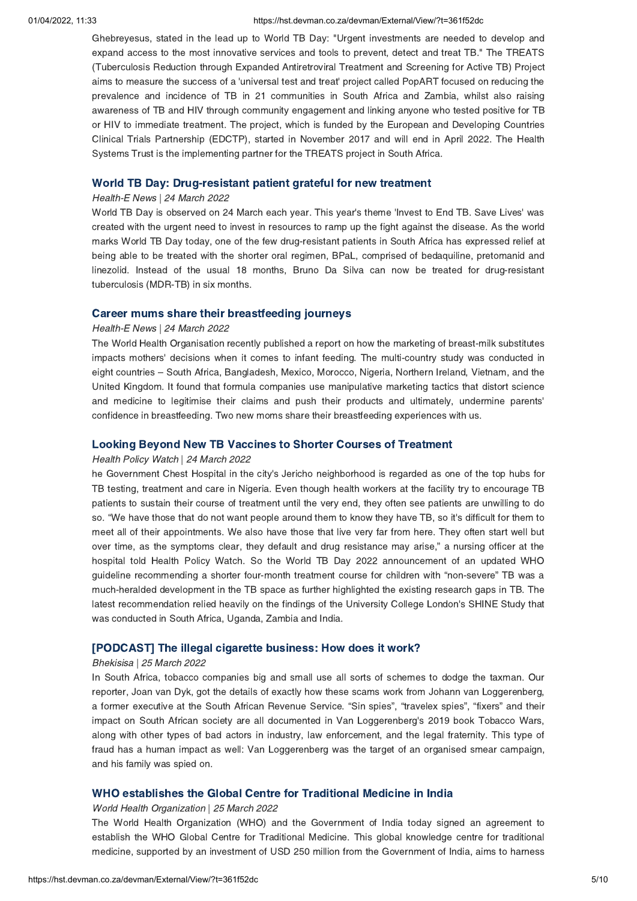Ghebreyesus, stated in the lead up to World TB Day: "Urgent investments are needed to develop and expand access to the most innovative services and tools to prevent, detect and treat TB." The TREATS (Tuberculosis Reduction through Expanded Antiretroviral Treatment and Screening for Active TB) Project aims to measure the success of a 'universal test and treat' project called PopART focused on reducing the prevalence and incidence of TB in 21 communities in South Africa and Zambia, whilst also raising awareness of TB and HIV through community engagement and linking anyone who tested positive for TB or HIV to immediate treatment. The project, which is funded by the European and Developing Countries Clinical Trials Partnership (EDCTP), started in November 2017 and will end in April 2022. The Health Systems Trust is the implementing partner for the TREATS project in South Africa.

### World TB Day: Drug-resistant patient grateful for new treatment

*Health-E News | 24 March 2022*

World TB Day is observed on 24 March each year. This year's theme 'Invest to End TB. Save Lives' was created with the urgent need to invest in resources to ramp up the fight against the disease. As the world marks World TB Day today, one of the few drug-resistant patients in South Africa has expressed relief at being able to be treated with the shorter oral regimen, BPaL, comprised of bedaquiline, pretomanid and linezolid. Instead of the usual 18 months, Bruno Da Silva can now be treated for drug-resistant tuberculosis (MDR-TB) in six months.

### Career mums share their breastfeeding journeys

*Health-E News | 24 March 2022*

The World Health Organisation recently published a report on how the marketing of breast-milk substitutes impacts mothers' decisions when it comes to infant feeding. The multi-country study was conducted in eight countries – South Africa, Bangladesh, Mexico, Morocco, Nigeria, Northern Ireland, Vietnam, and the United Kingdom. It found that formula companies use manipulative marketing tactics that distort science and medicine to legitimise their claims and push their products and ultimately, undermine parents' confidence in breastfeeding. Two new moms share their breastfeeding experiences with us.

### Looking Beyond New TB Vaccines to Shorter Courses of Treatment

*Health Policy Watch | 24 March 2022*

he Government Chest Hospital in the city's Jericho neighborhood is regarded as one of the top hubs for TB testing, treatment and care in Nigeria. Even though health workers at the facility try to encourage TB patients to sustain their course of treatment until the very end, they often see patients are unwilling to do so. "We have those that do not want people around them to know they have TB, so it's difficult for them to meet all of their appointments. We also have those that live very far from here. They often start well but over time, as the symptoms clear, they default and drug resistance may arise," a nursing officer at the hospital told Health Policy Watch. So the World TB Day 2022 announcement of an updated WHO guideline recommending a shorter four-month treatment course for children with "non-severe" TB was a much-heralded development in the TB space as further highlighted the existing research gaps in TB. The latest recommendation relied heavily on the findings of the University College London's SHINE Study that was conducted in South Africa, Uganda, Zambia and India.

### [PODCAST] The illegal cigarette business: How does it work?

*Bhekisisa | 25 March 2022*

In South Africa, tobacco companies big and small use all sorts of schemes to dodge the taxman. Our reporter, Joan van Dyk, got the details of exactly how these scams work from Johann van Loggerenberg, a former executive at the South African Revenue Service. "Sin spies", "travelex spies", "fixers" and their impact on South African society are all documented in Van Loggerenberg's 2019 book Tobacco Wars, along with other types of bad actors in industry, law enforcement, and the legal fraternity. This type of fraud has a human impact as well: Van Loggerenberg was the target of an organised smear campaign, and his family was spied on.

### WHO establishes the Global Centre for Traditional Medicine in India

*World Health Organization | 25 March 2022*

The World Health Organization (WHO) and the Government of India today signed an agreement to establish the WHO Global Centre for Traditional Medicine. This global knowledge centre for traditional medicine, supported by an investment of USD 250 million from the Government of India, aims to harness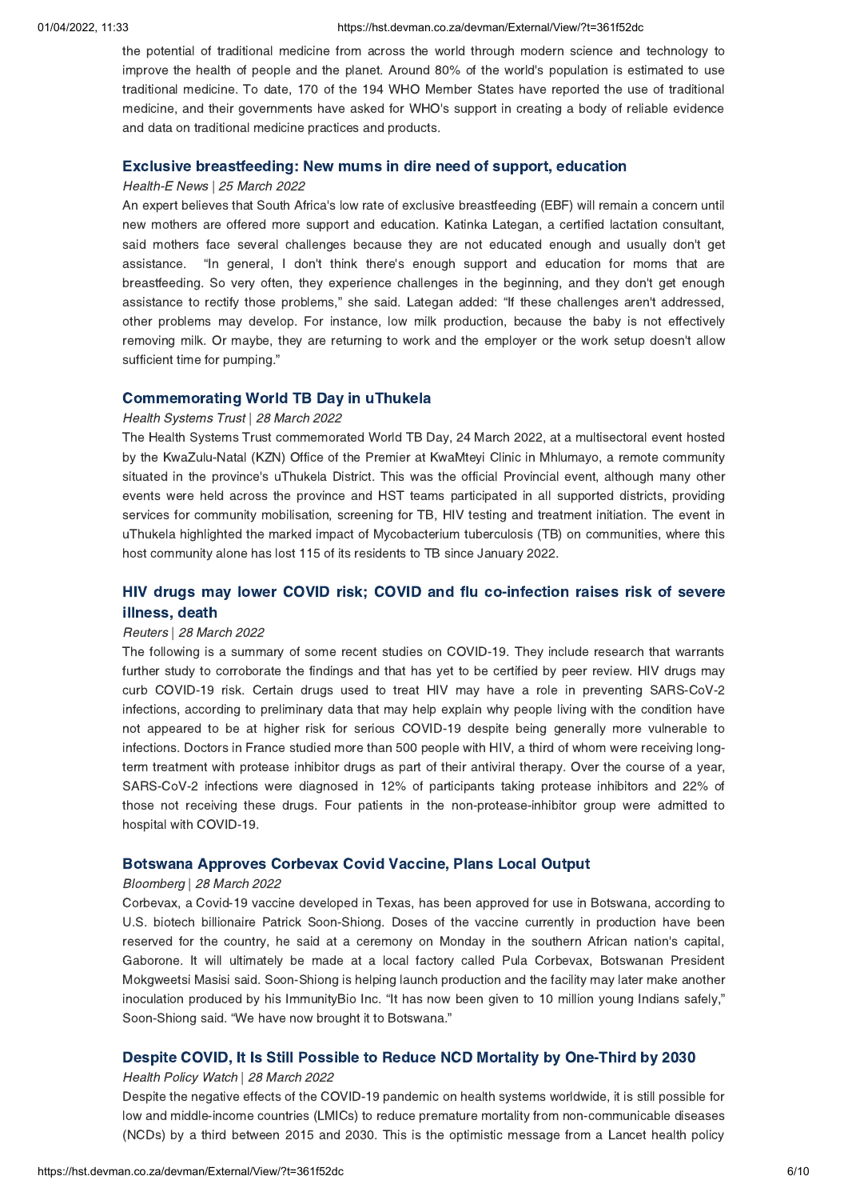the potential of traditional medicine from across the world through modern science and technology to improve the health of people and the planet. Around 80% of the world's population is estimated to use traditional medicine. To date, 170 of the 194 WHO Member States have reported the use of traditional medicine, and their governments have asked for WHO's support in creating a body of reliable evidence and data on traditional medicine practices and products.

### Exclusive breastfeeding: New mums in dire need of support, education

*Health-E News | 25 March 2022*

An expert believes that South Africa's low rate of exclusive breastfeeding (EBF) will remain a concern until new mothers are offered more support and education. Katinka Lategan, a certified lactation consultant, said mothers face several challenges because they are not educated enough and usually don't get assistance. "In general, I don't think there's enough support and education for moms that are breastfeeding. So very often, they experience challenges in the beginning, and they don't get enough assistance to rectify those problems," she said. Lategan added: "If these challenges aren't addressed, other problems may develop. For instance, low milk production, because the baby is not effectively removing milk. Or maybe, they are returning to work and the employer or the work setup doesn't allow sufficient time for pumping."

### Commemorating World TB Day in uThukela

*Health Systems Trust | 28 March 2022*

The Health Systems Trust commemorated World TB Day, 24 March 2022, at a multisectoral event hosted by the KwaZulu-Natal (KZN) Office of the Premier at KwaMteyi Clinic in Mhlumayo, a remote community situated in the province's uThukela District. This was the official Provincial event, although many other events were held across the province and HST teams participated in all supported districts, providing services for community mobilisation, screening for TB, HIV testing and treatment initiation. The event in uThukela highlighted the marked impact of Mycobacterium tuberculosis (TB) on communities, where this host community alone has lost 115 of its residents to TB since January 2022.

### HIV drugs may lower COVID risk; COVID and flu co-infection raises risk of severe illness, death

*Reuters | 28 March 2022*

The following is a summary of some recent studies on COVID-19. They include research that warrants further study to corroborate the findings and that has yet to be certified by peer review. HIV drugs may curb COVID-19 risk. Certain drugs used to treat HIV may have a role in preventing SARS-CoV-2 infections, according to preliminary data that may help explain why people living with the condition have not appeared to be at higher risk for serious COVID-19 despite being generally more vulnerable to infections. Doctors in France studied more than 500 people with HIV, a third of whom were receiving long-term treatment with protease inhibitor drugs as part of their antiviral therapy. Over the course of a year, SARS-CoV-2 infections were diagnosed in 12% of participants taking protease inhibitors and 22% of those not receiving these drugs. Four patients in the non-protease-inhibitor group were admitted to hospital with COVID-19.

### Botswana Approves Corbevax Covid Vaccine, Plans Local Output

*Bloomberg | 28 March 2022*

Corbevax, a Covid-19 vaccine developed in Texas, has been approved for use in Botswana, according to U.S. biotech billionaire Patrick Soon-Shiong. Doses of the vaccine currently in production have been reserved for the country, he said at a ceremony on Monday in the southern African nation's capital, Gaborone. It will ultimately be made at a local factory called Pula Corbevax, Botswanan President Mokgweetsi Masisi said. Soon-Shiong is helping launch production and the facility may later make another inoculation produced by his ImmunityBio Inc. "It has now been given to 10 million young Indians safely," Soon-Shiong said. "We have now brought it to Botswana."

### Despite COVID, It Is Still Possible to Reduce NCD Mortality by One-Third by 2030

*Health Policy Watch | 28 March 2022*

Despite the negative effects of the COVID-19 pandemic on health systems worldwide, it is still possible for low and middle-income countries (LMICs) to reduce premature mortality from non-communicable diseases (NCDs) by a third between 2015 and 2030. This is the optimistic message from a Lancet health policy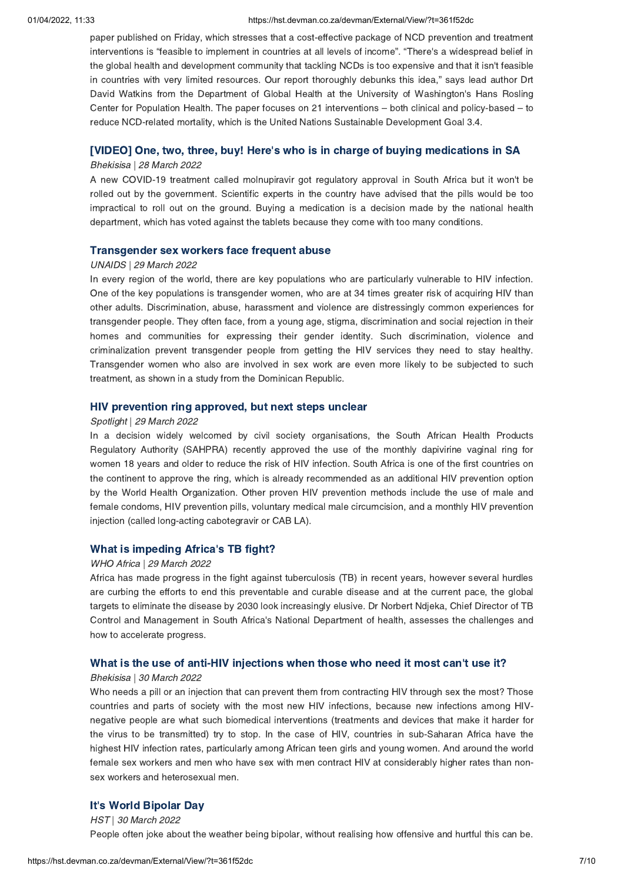paper published on Friday, which stresses that a cost-effective package of NCD prevention and treatment interventions is "feasible to implement in countries at all levels of income". "There's a widespread belief in the global health and development community that tackling NCDs is too expensive and that it isn't feasible in countries with very limited resources. Our report thoroughly debunks this idea," says lead author Drt David Watkins from the Department of Global Health at the University of Washington's Hans Rosling Center for Population Health. The paper focuses on 21 interventions – both clinical and policy-based – to reduce NCD-related mortality, which is the United Nations Sustainable Development Goal 3.4.

### [VIDEO] One, two, three, buy! Here's who is in charge of buying medications in SA

*Bhekisisa | 28 March 2022*

A new COVID-19 treatment called molnupiravir got regulatory approval in South Africa but it won't be rolled out by the government. Scientific experts in the country have advised that the pills would be too impractical to roll out on the ground. Buying a medication is a decision made by the national health department, which has voted against the tablets because they come with too many conditions.

### Transgender sex workers face frequent abuse

*UNAIDS | 29 March 2022*

In every region of the world, there are key populations who are particularly vulnerable to HIV infection. One of the key populations is transgender women, who are at 34 times greater risk of acquiring HIV than other adults. Discrimination, abuse, harassment and violence are distressingly common experiences for transgender people. They often face, from a young age, stigma, discrimination and social rejection in their homes and communities for expressing their gender identity. Such discrimination, violence and criminalization prevent transgender people from getting the HIV services they need to stay healthy. Transgender women who also are involved in sex work are even more likely to be subjected to such treatment, as shown in a study from the Dominican Republic.

### HIV prevention ring approved, but next steps unclear

*Spotlight | 29 March 2022*

In a decision widely welcomed by civil society organisations, the South African Health Products Regulatory Authority (SAHPRA) recently approved the use of the monthly dapivirine vaginal ring for women 18 years and older to reduce the risk of HIV infection. South Africa is one of the first countries on the continent to approve the ring, which is already recommended as an additional HIV prevention option by the World Health Organization. Other proven HIV prevention methods include the use of male and female condoms, HIV prevention pills, voluntary medical male circumcision, and a monthly HIV prevention injection (called long-acting cabotegravir or CAB LA).

### What is impeding Africa's TB fight?

*WHO Africa | 29 March 2022*

Africa has made progress in the fight against tuberculosis (TB) in recent years, however several hurdles are curbing the efforts to end this preventable and curable disease and at the current pace, the global targets to eliminate the disease by 2030 look increasingly elusive. Dr Norbert Ndjeka, Chief Director of TB Control and Management in South Africa's National Department of health, assesses the challenges and how to accelerate progress.

### What is the use of anti-HIV injections when those who need it most can't use it?

*Bhekisisa | 30 March 2022*

Who needs a pill or an injection that can prevent them from contracting HIV through sex the most? Those countries and parts of society with the most new HIV infections, because new infections among HIV-negative people are what such biomedical interventions (treatments and devices that make it harder for the virus to be transmitted) try to stop. In the case of HIV, countries in sub-Saharan Africa have the highest HIV infection rates, particularly among African teen girls and young women. And around the world female sex workers and men who have sex with men contract HIV at considerably higher rates than non-sex workers and heterosexual men.

### It's World Bipolar Day

*HST | 30 March 2022*

People often joke about the weather being bipolar, without realising how offensive and hurtful this can be.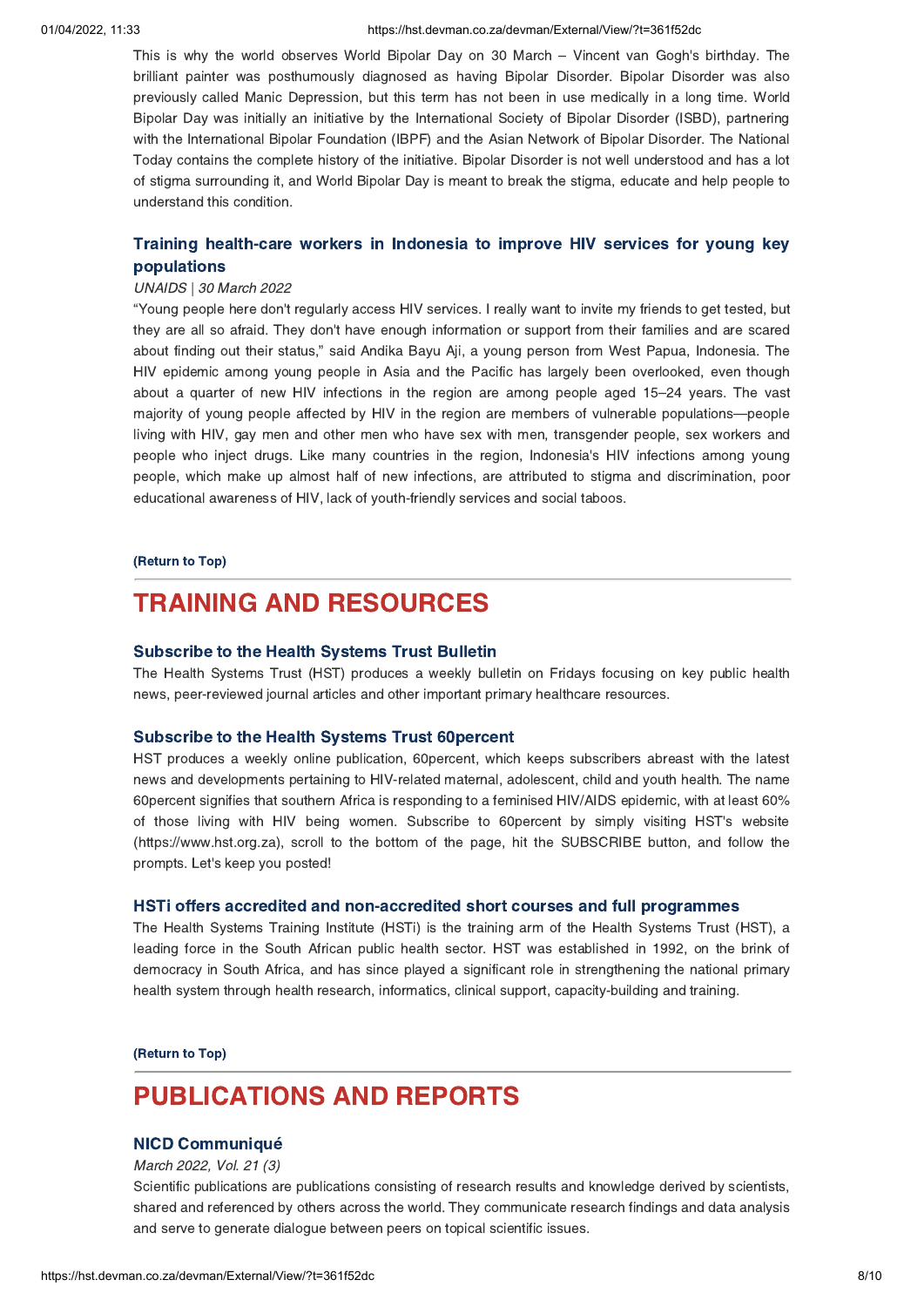This is why the world observes World Bipolar Day on 30 March – Vincent van Gogh's birthday. The brilliant painter was posthumously diagnosed as having Bipolar Disorder. Bipolar Disorder was also previously called Manic Depression, but this term has not been in use medically in a long time. World Bipolar Day was initially an initiative by the International Society of Bipolar Disorder (ISBD), partnering with the International Bipolar Foundation (IBPF) and the Asian Network of Bipolar Disorder. The National Today contains the complete history of the initiative. Bipolar Disorder is not well understood and has a lot of stigma surrounding it, and World Bipolar Day is meant to break the stigma, educate and help people to understand this condition.

### Training health-care workers in Indonesia to improve HIV services for young key populations

*UNAIDS | 30 March 2022*

"Young people here don't regularly access HIV services. I really want to invite my friends to get tested, but they are all so afraid. They don't have enough information or support from their families and are scared about finding out their status," said Andika Bayu Aji, a young person from West Papua, Indonesia. The HIV epidemic among young people in Asia and the Pacific has largely been overlooked, even though about a quarter of new HIV infections in the region are among people aged 15–24 years. The vast majority of young people affected by HIV in the region are members of vulnerable populations—people living with HIV, gay men and other men who have sex with men, transgender people, sex workers and people who inject drugs. Like many countries in the region, Indonesia's HIV infections among young people, which make up almost half of new infections, are attributed to stigma and discrimination, poor educational awareness of HIV, lack of youth-friendly services and social taboos.

**(Return to Top)**

## TRAINING AND RESOURCES

### Subscribe to the Health Systems Trust Bulletin

The Health Systems Trust (HST) produces a weekly bulletin on Fridays focusing on key public health news, peer-reviewed journal articles and other important primary healthcare resources.

### Subscribe to the Health Systems Trust 60percent

HST produces a weekly online publication, 60percent, which keeps subscribers abreast with the latest news and developments pertaining to HIV-related maternal, adolescent, child and youth health. The name 60percent signifies that southern Africa is responding to a feminised HIV/AIDS epidemic, with at least 60% of those living with HIV being women. Subscribe to 60percent by simply visiting HST's website (https://www.hst.org.za), scroll to the bottom of the page, hit the SUBSCRIBE button, and follow the prompts. Let's keep you posted!

### HSTi offers accredited and non-accredited short courses and full programmes

The Health Systems Training Institute (HSTi) is the training arm of the Health Systems Trust (HST), a leading force in the South African public health sector. HST was established in 1992, on the brink of democracy in South Africa, and has since played a significant role in strengthening the national primary health system through health research, informatics, clinical support, capacity-building and training.

**(Return to Top)**

## PUBLICATIONS AND REPORTS

### NICD Communiqué

*March 2022, Vol. 21 (3)*

Scientific publications are publications consisting of research results and knowledge derived by scientists, shared and referenced by others across the world. They communicate research findings and data analysis and serve to generate dialogue between peers on topical scientific issues.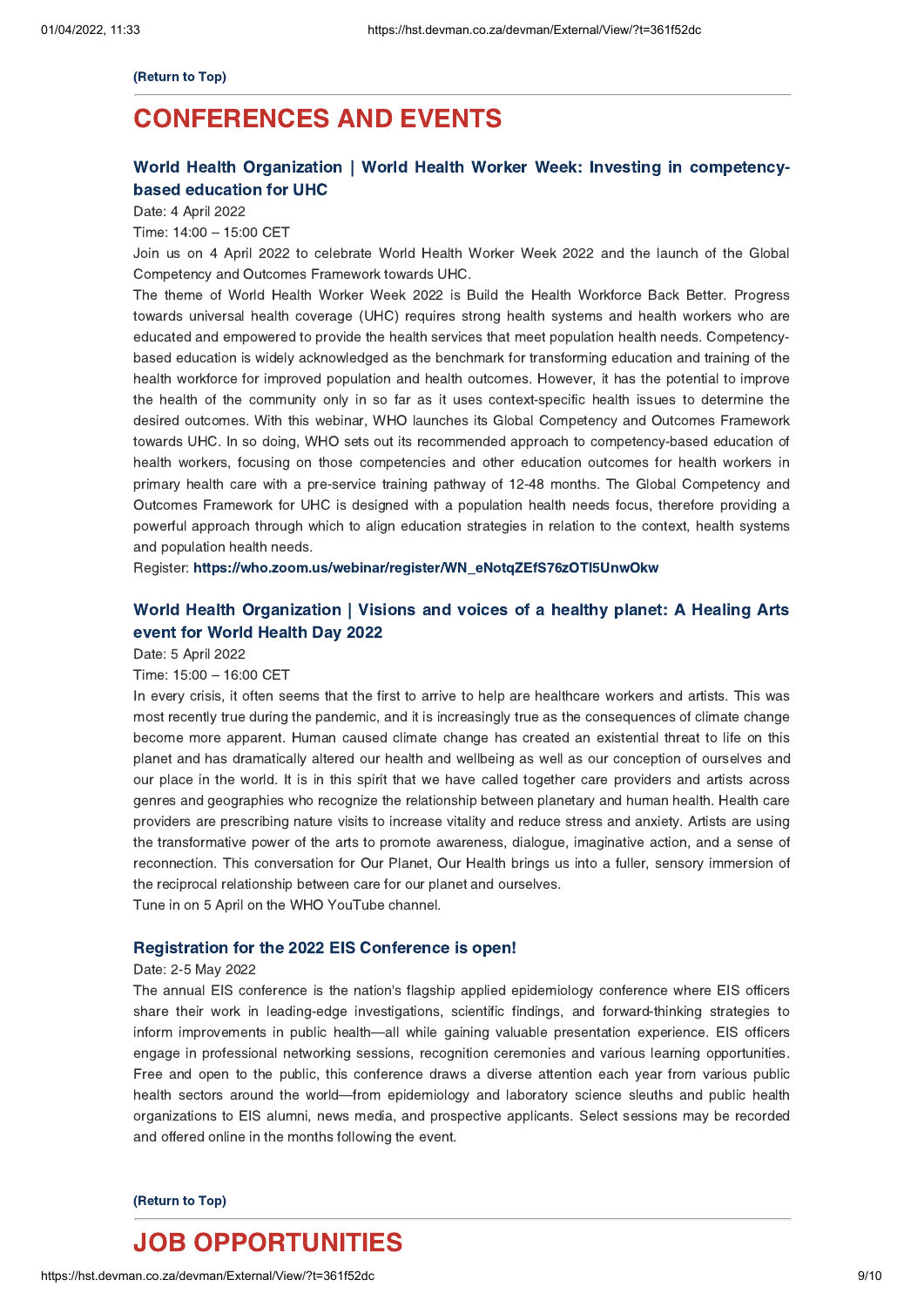**(Return to Top)**

# CONFERENCES AND EVENTS

### World Health Organization | World Health Worker Week: Investing in competency-based education for UHC

Date: 4 April 2022

Time: 14:00 – 15:00 CET

Join us on 4 April 2022 to celebrate World Health Worker Week 2022 and the launch of the Global Competency and Outcomes Framework towards UHC.

The theme of World Health Worker Week 2022 is Build the Health Workforce Back Better. Progress towards universal health coverage (UHC) requires strong health systems and health workers who are educated and empowered to provide the health services that meet population health needs. Competency-based education is widely acknowledged as the benchmark for transforming education and training of the health workforce for improved population and health outcomes. However, it has the potential to improve the health of the community only in so far as it uses context-specific health issues to determine the desired outcomes. With this webinar, WHO launches its Global Competency and Outcomes Framework towards UHC. In so doing, WHO sets out its recommended approach to competency-based education of health workers, focusing on those competencies and other education outcomes for health workers in primary health care with a pre-service training pathway of 12-48 months. The Global Competency and Outcomes Framework for UHC is designed with a population health needs focus, therefore providing a powerful approach through which to align education strategies in relation to the context, health systems and population health needs.

Register: **https://who.zoom.us/webinar/register/WN_eNotqZEfS76zOTI5UnwOkw**

### World Health Organization | Visions and voices of a healthy planet: A Healing Arts event for World Health Day 2022

Date: 5 April 2022

Time: 15:00 – 16:00 CET

In every crisis, it often seems that the first to arrive to help are healthcare workers and artists. This was most recently true during the pandemic, and it is increasingly true as the consequences of climate change become more apparent. Human caused climate change has created an existential threat to life on this planet and has dramatically altered our health and wellbeing as well as our conception of ourselves and our place in the world. It is in this spirit that we have called together care providers and artists across genres and geographies who recognize the relationship between planetary and human health. Health care providers are prescribing nature visits to increase vitality and reduce stress and anxiety. Artists are using the transformative power of the arts to promote awareness, dialogue, imaginative action, and a sense of reconnection. This conversation for Our Planet, Our Health brings us into a fuller, sensory immersion of the reciprocal relationship between care for our planet and ourselves.

Tune in on 5 April on the WHO YouTube channel.

### Registration for the 2022 EIS Conference is open!

Date: 2-5 May 2022

The annual EIS conference is the nation's flagship applied epidemiology conference where EIS officers share their work in leading-edge investigations, scientific findings, and forward-thinking strategies to inform improvements in public health—all while gaining valuable presentation experience. EIS officers engage in professional networking sessions, recognition ceremonies and various learning opportunities. Free and open to the public, this conference draws a diverse attention each year from various public health sectors around the world—from epidemiology and laboratory science sleuths and public health organizations to EIS alumni, news media, and prospective applicants. Select sessions may be recorded and offered online in the months following the event.

**(Return to Top)**

# JOB OPPORTUNITIES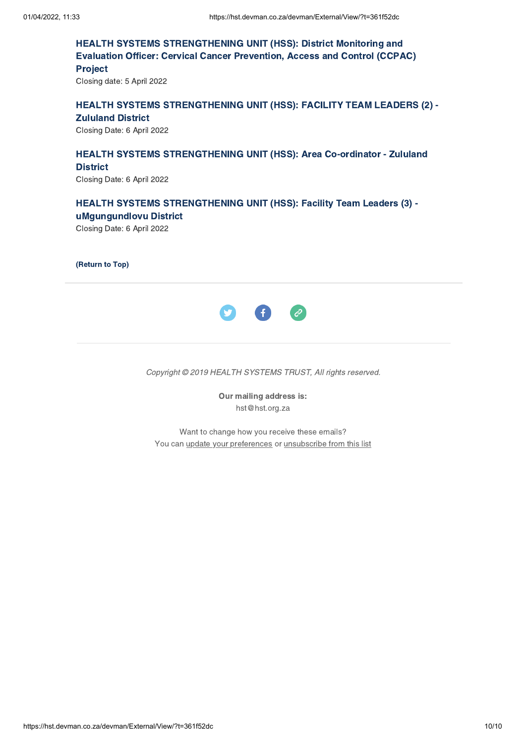**HEALTH SYSTEMS STRENGTHENING UNIT (HSS): District Monitoring and Evaluation Officer: Cervical Cancer Prevention, Access and Control (CCPAC) Project**

Closing date: 5 April 2022

**HEALTH SYSTEMS STRENGTHENING UNIT (HSS): FACILITY TEAM LEADERS (2) - Zululand District**

Closing Date: 6 April 2022

**HEALTH SYSTEMS STRENGTHENING UNIT (HSS): Area Co-ordinator - Zululand District**

Closing Date: 6 April 2022

**HEALTH SYSTEMS STRENGTHENING UNIT (HSS): Facility Team Leaders (3) - uMgungundlovu District**

Closing Date: 6 April 2022

**(Return to Top)**

---

*Copyright © 2019 HEALTH SYSTEMS TRUST, All rights reserved.*

**Our mailing address is:**
hst@hst.org.za

Want to change how you receive these emails?
You can update your preferences or unsubscribe from this list